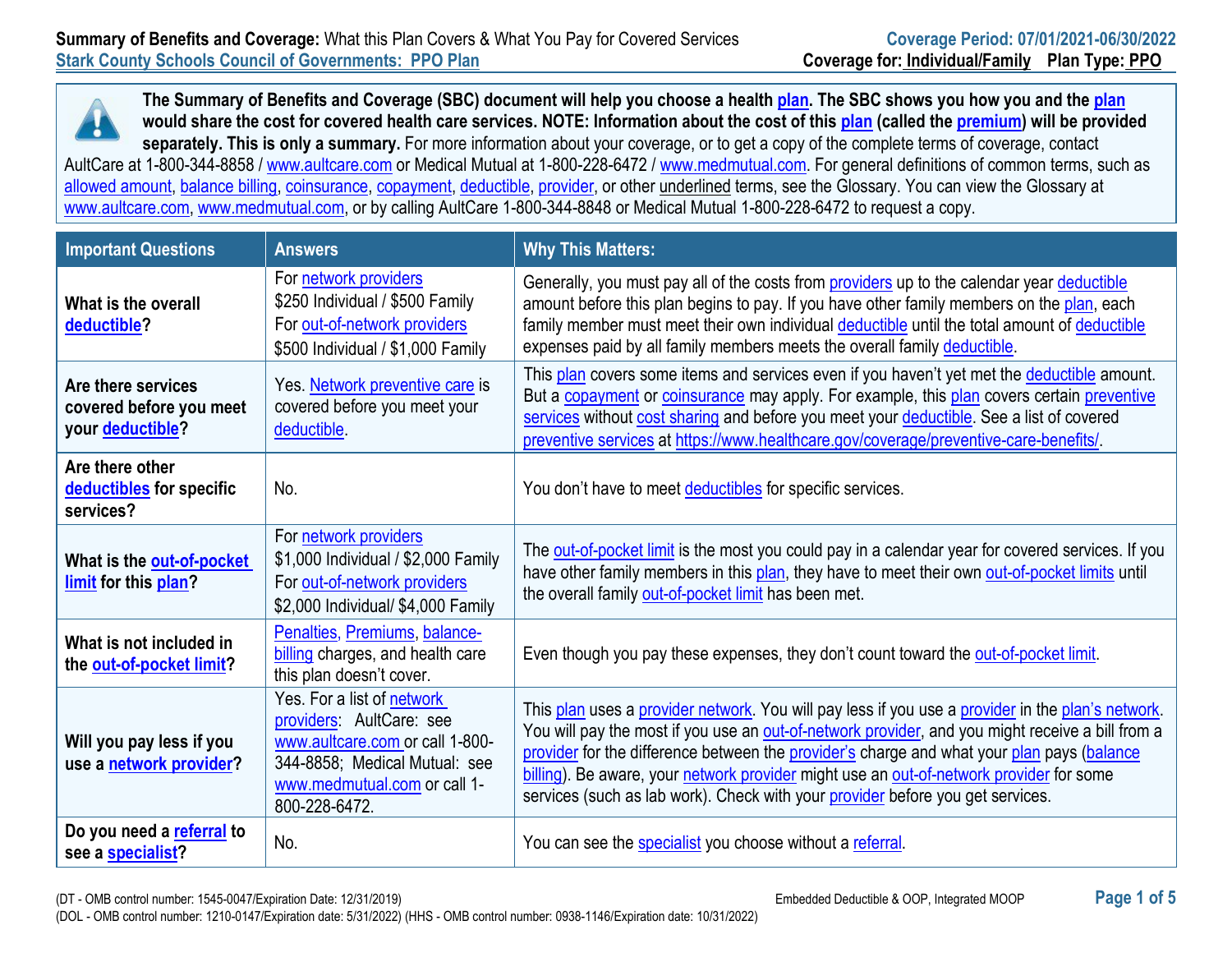**Summary of Benefits and Coverage:** What this Plan Covers & What You Pay for Covered Services
**Stark County Schools Council of Governments: PPO Plan**

**Coverage Period: 07/01/2021-06/30/2022**
**Coverage for: Individual/Family Plan Type: PPO**

**The Summary of Benefits and Coverage (SBC) document will help you choose a health plan. The SBC shows you how you and the plan would share the cost for covered health care services. NOTE: Information about the cost of this plan (called the premium) will be provided separately. This is only a summary.** For more information about your coverage, or to get a copy of the complete terms of coverage, contact AultCare at 1-800-344-8858 / www.aultcare.com or Medical Mutual at 1-800-228-6472 / www.medmutual.com. For general definitions of common terms, such as allowed amount, balance billing, coinsurance, copayment, deductible, provider, or other underlined terms, see the Glossary. You can view the Glossary at www.aultcare.com, www.medmutual.com, or by calling AultCare 1-800-344-8848 or Medical Mutual 1-800-228-6472 to request a copy.

| Important Questions | Answers | Why This Matters: |
|---|---|---|
| **What is the overall deductible?** | For network providers $250 Individual / $500 Family For out-of-network providers $500 Individual / $1,000 Family | Generally, you must pay all of the costs from providers up to the calendar year deductible amount before this plan begins to pay. If you have other family members on the plan, each family member must meet their own individual deductible until the total amount of deductible expenses paid by all family members meets the overall family deductible. |
| **Are there services covered before you meet your deductible?** | Yes. Network preventive care is covered before you meet your deductible. | This plan covers some items and services even if you haven't yet met the deductible amount. But a copayment or coinsurance may apply. For example, this plan covers certain preventive services without cost sharing and before you meet your deductible. See a list of covered preventive services at https://www.healthcare.gov/coverage/preventive-care-benefits/. |
| **Are there other deductibles for specific services?** | No. | You don't have to meet deductibles for specific services. |
| **What is the out-of-pocket limit for this plan?** | For network providers $1,000 Individual / $2,000 Family For out-of-network providers $2,000 Individual/ $4,000 Family | The out-of-pocket limit is the most you could pay in a calendar year for covered services. If you have other family members in this plan, they have to meet their own out-of-pocket limits until the overall family out-of-pocket limit has been met. |
| **What is not included in the out-of-pocket limit?** | Penalties, Premiums, balance-billing charges, and health care this plan doesn't cover. | Even though you pay these expenses, they don't count toward the out-of-pocket limit. |
| **Will you pay less if you use a network provider?** | Yes. For a list of network providers: AultCare: see www.aultcare.com or call 1-800-344-8858; Medical Mutual: see www.medmutual.com or call 1-800-228-6472. | This plan uses a provider network. You will pay less if you use a provider in the plan's network. You will pay the most if you use an out-of-network provider, and you might receive a bill from a provider for the difference between the provider's charge and what your plan pays (balance billing). Be aware, your network provider might use an out-of-network provider for some services (such as lab work). Check with your provider before you get services. |
| **Do you need a referral to see a specialist?** | No. | You can see the specialist you choose without a referral. |

(DT - OMB control number: 1545-0047/Expiration Date: 12/31/2019)
(DOL - OMB control number: 1210-0147/Expiration date: 5/31/2022) (HHS - OMB control number: 0938-1146/Expiration date: 10/31/2022)

Embedded Deductible & OOP, Integrated MOOP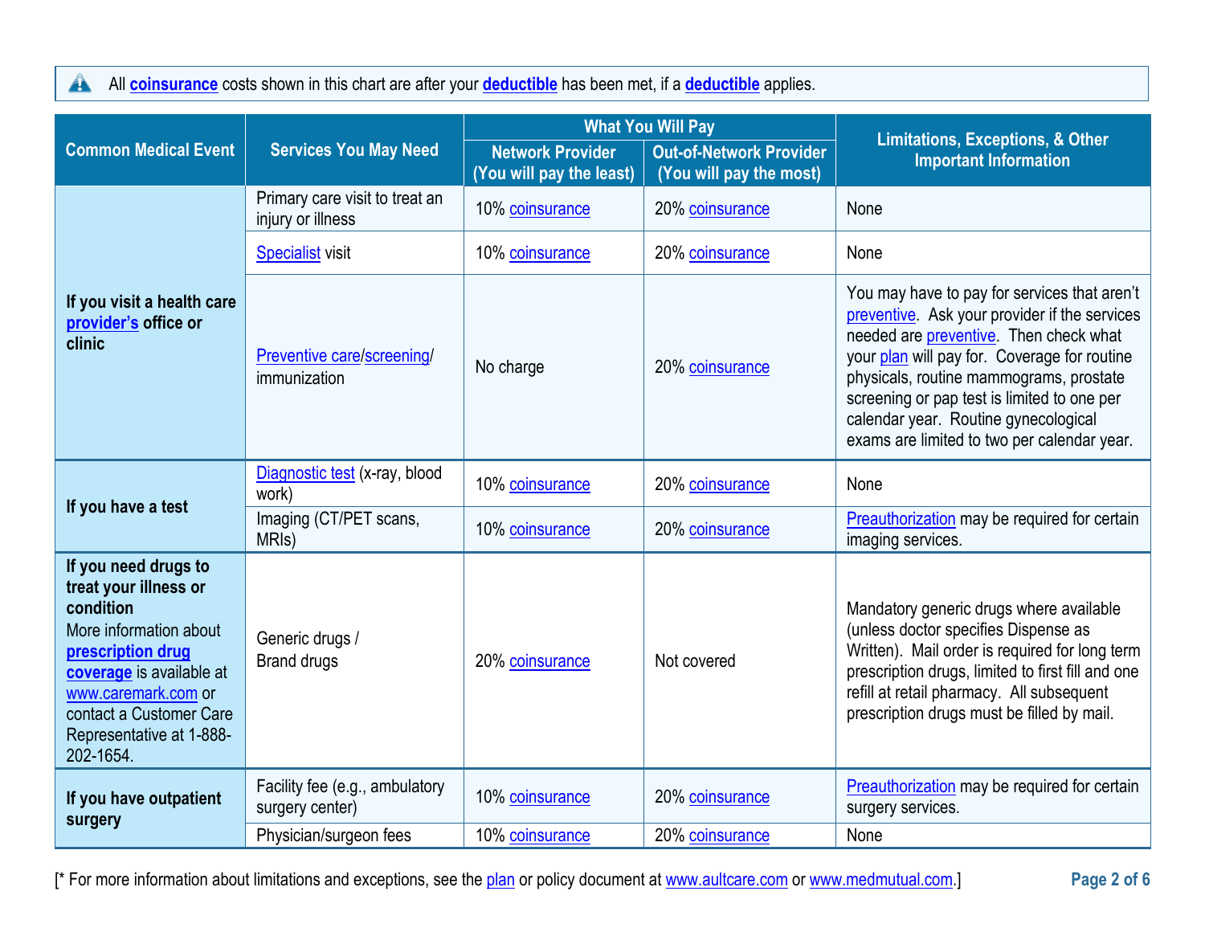All **coinsurance** costs shown in this chart are after your **deductible** has been met, if a **deductible** applies.

| Common Medical Event | Services You May Need | What You Will Pay | | Limitations, Exceptions, & Other Important Information |
|---|---|---|---|---|
| | | Network Provider (You will pay the least) | Out-of-Network Provider (You will pay the most) | |
| **If you visit a health care provider's office or clinic** | Primary care visit to treat an injury or illness | 10% coinsurance | 20% coinsurance | None |
| | Specialist visit | 10% coinsurance | 20% coinsurance | None |
| | Preventive care/screening/ immunization | No charge | 20% coinsurance | You may have to pay for services that aren't preventive. Ask your provider if the services needed are preventive. Then check what your plan will pay for. Coverage for routine physicals, routine mammograms, prostate screening or pap test is limited to one per calendar year. Routine gynecological exams are limited to two per calendar year. |
| **If you have a test** | Diagnostic test (x-ray, blood work) | 10% coinsurance | 20% coinsurance | None |
| | Imaging (CT/PET scans, MRIs) | 10% coinsurance | 20% coinsurance | Preauthorization may be required for certain imaging services. |
| **If you need drugs to treat your illness or condition** More information about **prescription drug coverage** is available at www.caremark.com or contact a Customer Care Representative at 1-888-202-1654. | Generic drugs / Brand drugs | 20% coinsurance | Not covered | Mandatory generic drugs where available (unless doctor specifies Dispense as Written). Mail order is required for long term prescription drugs, limited to first fill and one refill at retail pharmacy. All subsequent prescription drugs must be filled by mail. |
| **If you have outpatient surgery** | Facility fee (e.g., ambulatory surgery center) | 10% coinsurance | 20% coinsurance | Preauthorization may be required for certain surgery services. |
| | Physician/surgeon fees | 10% coinsurance | 20% coinsurance | None |

[* For more information about limitations and exceptions, see the plan or policy document at www.aultcare.com or www.medmutual.com.]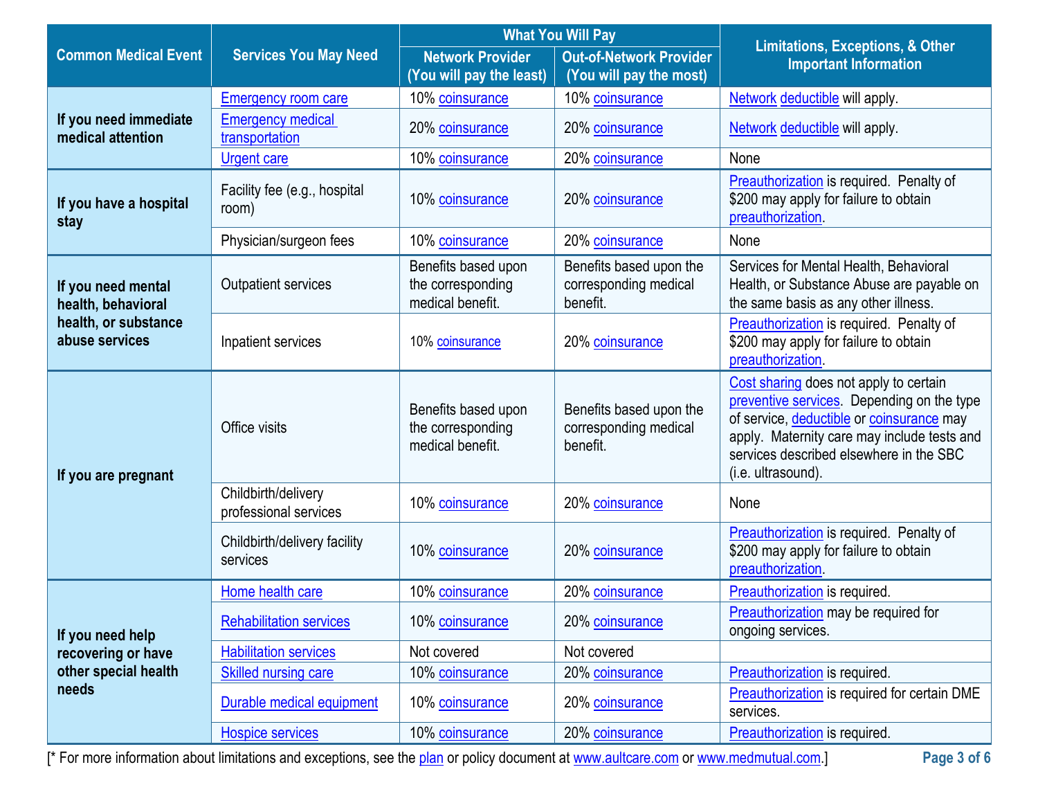| Common Medical Event | Services You May Need | What You Will Pay | | Limitations, Exceptions, & Other Important Information |
|---|---|---|---|---|
| | | Network Provider (You will pay the least) | Out-of-Network Provider (You will pay the most) | |
| If you need immediate medical attention | Emergency room care | 10% coinsurance | 10% coinsurance | Network deductible will apply. |
| | Emergency medical transportation | 20% coinsurance | 20% coinsurance | Network deductible will apply. |
| | Urgent care | 10% coinsurance | 20% coinsurance | None |
| If you have a hospital stay | Facility fee (e.g., hospital room) | 10% coinsurance | 20% coinsurance | Preauthorization is required. Penalty of $200 may apply for failure to obtain preauthorization. |
| | Physician/surgeon fees | 10% coinsurance | 20% coinsurance | None |
| If you need mental health, behavioral health, or substance abuse services | Outpatient services | Benefits based upon the corresponding medical benefit. | Benefits based upon the corresponding medical benefit. | Services for Mental Health, Behavioral Health, or Substance Abuse are payable on the same basis as any other illness. |
| | Inpatient services | 10% coinsurance | 20% coinsurance | Preauthorization is required. Penalty of $200 may apply for failure to obtain preauthorization. |
| If you are pregnant | Office visits | Benefits based upon the corresponding medical benefit. | Benefits based upon the corresponding medical benefit. | Cost sharing does not apply to certain preventive services. Depending on the type of service, deductible or coinsurance may apply. Maternity care may include tests and services described elsewhere in the SBC (i.e. ultrasound). |
| | Childbirth/delivery professional services | 10% coinsurance | 20% coinsurance | None |
| | Childbirth/delivery facility services | 10% coinsurance | 20% coinsurance | Preauthorization is required. Penalty of $200 may apply for failure to obtain preauthorization. |
| If you need help recovering or have other special health needs | Home health care | 10% coinsurance | 20% coinsurance | Preauthorization is required. |
| | Rehabilitation services | 10% coinsurance | 20% coinsurance | Preauthorization may be required for ongoing services. |
| | Habilitation services | Not covered | Not covered | |
| | Skilled nursing care | 10% coinsurance | 20% coinsurance | Preauthorization is required. |
| | Durable medical equipment | 10% coinsurance | 20% coinsurance | Preauthorization is required for certain DME services. |
| | Hospice services | 10% coinsurance | 20% coinsurance | Preauthorization is required. |

[* For more information about limitations and exceptions, see the plan or policy document at www.aultcare.com or www.medmutual.com.]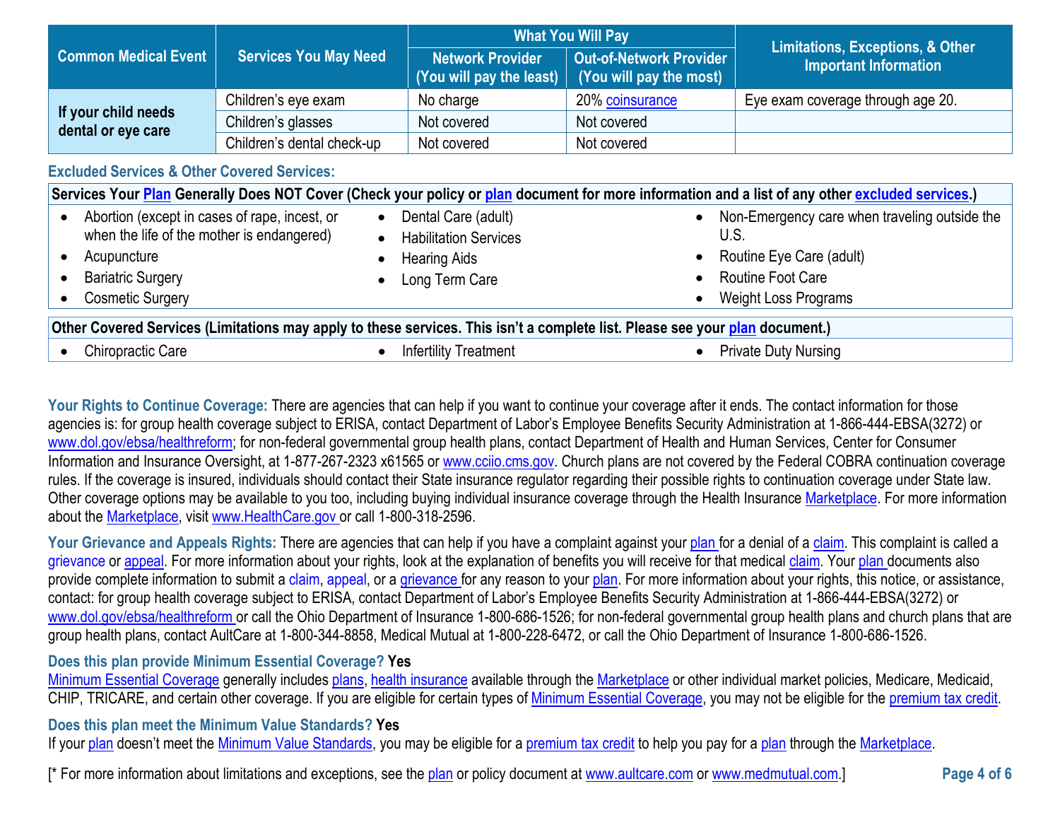| Common Medical Event | Services You May Need | What You Will Pay | | Limitations, Exceptions, & Other Important Information |
|---|---|---|---|---|
| | | Network Provider (You will pay the least) | Out-of-Network Provider (You will pay the most) | |
| If your child needs dental or eye care | Children's eye exam | No charge | 20% coinsurance | Eye exam coverage through age 20. |
| | Children's glasses | Not covered | Not covered | |
| | Children's dental check-up | Not covered | Not covered | |

### Excluded Services & Other Covered Services:

**Services Your Plan Generally Does NOT Cover (Check your policy or plan document for more information and a list of any other excluded services.)**

- Abortion (except in cases of rape, incest, or when the life of the mother is endangered)
- Acupuncture
- Bariatric Surgery
- Cosmetic Surgery
- Dental Care (adult)
- Habilitation Services
- Hearing Aids
- Long Term Care
- Non-Emergency care when traveling outside the U.S.
- Routine Eye Care (adult)
- Routine Foot Care
- Weight Loss Programs

**Other Covered Services (Limitations may apply to these services. This isn't a complete list. Please see your plan document.)**

- Chiropractic Care
- Infertility Treatment
- Private Duty Nursing

**Your Rights to Continue Coverage:** There are agencies that can help if you want to continue your coverage after it ends. The contact information for those agencies is: for group health coverage subject to ERISA, contact Department of Labor's Employee Benefits Security Administration at 1-866-444-EBSA(3272) or www.dol.gov/ebsa/healthreform; for non-federal governmental group health plans, contact Department of Health and Human Services, Center for Consumer Information and Insurance Oversight, at 1-877-267-2323 x61565 or www.cciio.cms.gov. Church plans are not covered by the Federal COBRA continuation coverage rules. If the coverage is insured, individuals should contact their State insurance regulator regarding their possible rights to continuation coverage under State law. Other coverage options may be available to you too, including buying individual insurance coverage through the Health Insurance Marketplace. For more information about the Marketplace, visit www.HealthCare.gov or call 1-800-318-2596.

**Your Grievance and Appeals Rights:** There are agencies that can help if you have a complaint against your plan for a denial of a claim. This complaint is called a grievance or appeal. For more information about your rights, look at the explanation of benefits you will receive for that medical claim. Your plan documents also provide complete information to submit a claim, appeal, or a grievance for any reason to your plan. For more information about your rights, this notice, or assistance, contact: for group health coverage subject to ERISA, contact Department of Labor's Employee Benefits Security Administration at 1-866-444-EBSA(3272) or www.dol.gov/ebsa/healthreform or call the Ohio Department of Insurance 1-800-686-1526; for non-federal governmental group health plans and church plans that are group health plans, contact AultCare at 1-800-344-8858, Medical Mutual at 1-800-228-6472, or call the Ohio Department of Insurance 1-800-686-1526.

**Does this plan provide Minimum Essential Coverage? Yes**

Minimum Essential Coverage generally includes plans, health insurance available through the Marketplace or other individual market policies, Medicare, Medicaid, CHIP, TRICARE, and certain other coverage. If you are eligible for certain types of Minimum Essential Coverage, you may not be eligible for the premium tax credit.

**Does this plan meet the Minimum Value Standards? Yes**

If your plan doesn't meet the Minimum Value Standards, you may be eligible for a premium tax credit to help you pay for a plan through the Marketplace.

[* For more information about limitations and exceptions, see the plan or policy document at www.aultcare.com or www.medmutual.com.]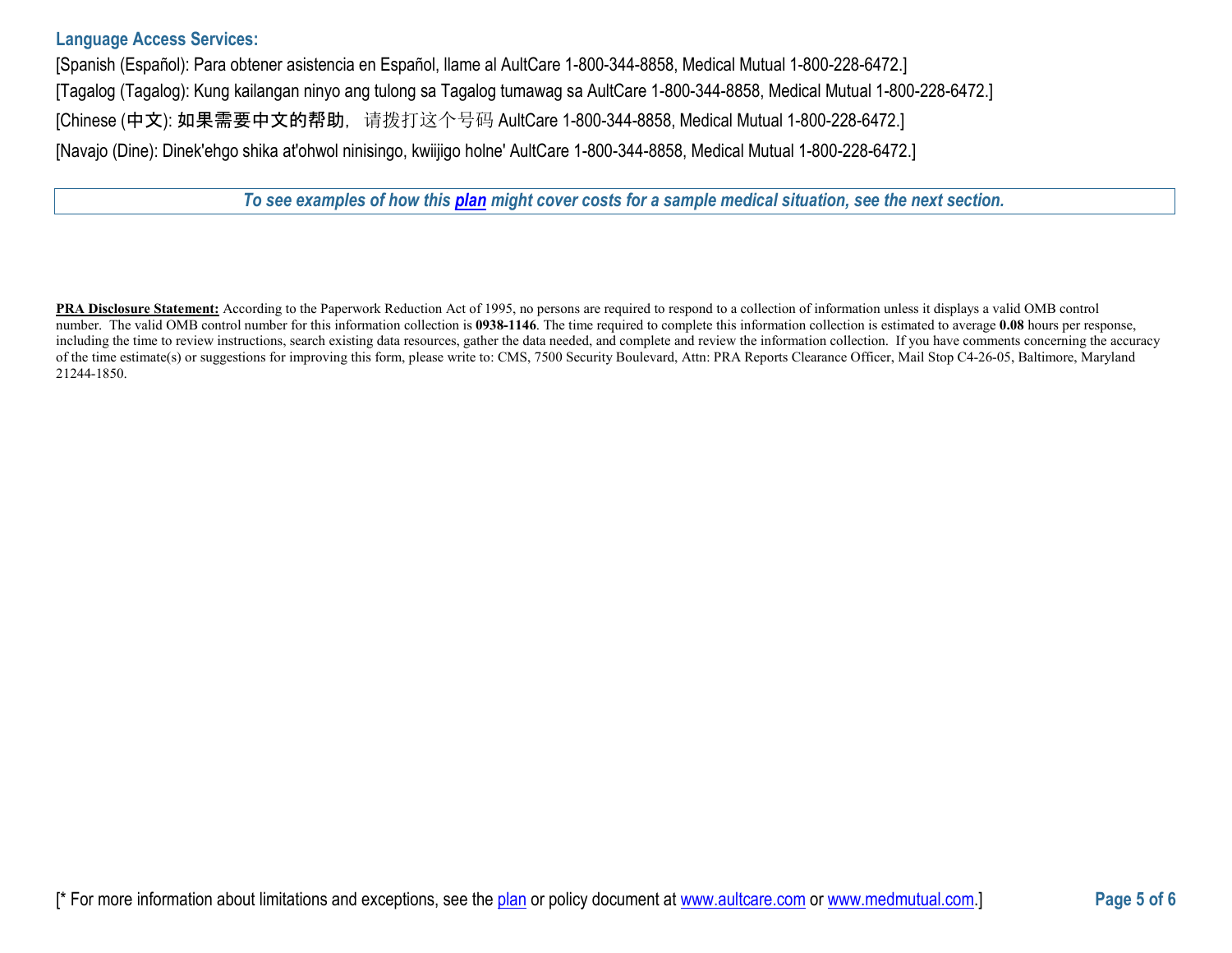### Language Access Services:

[Spanish (Español): Para obtener asistencia en Español, llame al AultCare 1-800-344-8858, Medical Mutual 1-800-228-6472.]

[Tagalog (Tagalog): Kung kailangan ninyo ang tulong sa Tagalog tumawag sa AultCare 1-800-344-8858, Medical Mutual 1-800-228-6472.]

[Chinese (中文): 如果需要中文的帮助，请拨打这个号码 AultCare 1-800-344-8858, Medical Mutual 1-800-228-6472.]

[Navajo (Dine): Dinek'ehgo shika at'ohwol ninisingo, kwiijigo holne' AultCare 1-800-344-8858, Medical Mutual 1-800-228-6472.]

***To see examples of how this plan might cover costs for a sample medical situation, see the next section.***

**PRA Disclosure Statement:** According to the Paperwork Reduction Act of 1995, no persons are required to respond to a collection of information unless it displays a valid OMB control number. The valid OMB control number for this information collection is **0938-1146**. The time required to complete this information collection is estimated to average **0.08** hours per response, including the time to review instructions, search existing data resources, gather the data needed, and complete and review the information collection. If you have comments concerning the accuracy of the time estimate(s) or suggestions for improving this form, please write to: CMS, 7500 Security Boulevard, Attn: PRA Reports Clearance Officer, Mail Stop C4-26-05, Baltimore, Maryland 21244-1850.

[* For more information about limitations and exceptions, see the plan or policy document at www.aultcare.com or www.medmutual.com.]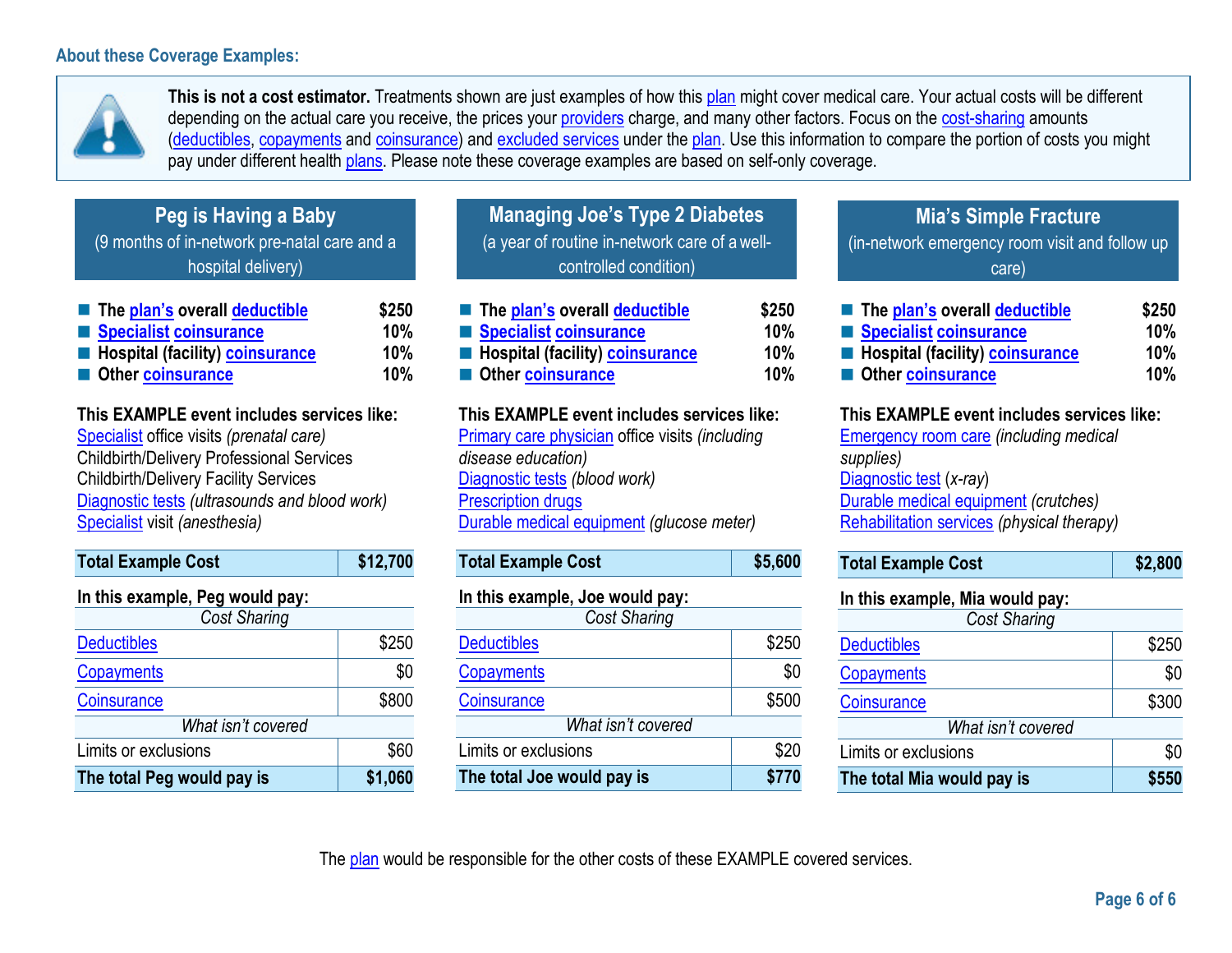### About these Coverage Examples:

**This is not a cost estimator.** Treatments shown are just examples of how this plan might cover medical care. Your actual costs will be different depending on the actual care you receive, the prices your providers charge, and many other factors. Focus on the cost-sharing amounts (deductibles, copayments and coinsurance) and excluded services under the plan. Use this information to compare the portion of costs you might pay under different health plans. Please note these coverage examples are based on self-only coverage.

## Peg is Having a Baby

(9 months of in-network pre-natal care and a hospital delivery)

- **The plan's overall deductible** **$250**
- **Specialist coinsurance** **10%**
- **Hospital (facility) coinsurance** **10%**
- **Other coinsurance** **10%**

**This EXAMPLE event includes services like:**
Specialist office visits *(prenatal care)*
Childbirth/Delivery Professional Services
Childbirth/Delivery Facility Services
Diagnostic tests *(ultrasounds and blood work)*
Specialist visit *(anesthesia)*

| **Total Example Cost** | **$12,700** |
|---|---|

**In this example, Peg would pay:**

| *Cost Sharing* | |
|---|---|
| Deductibles | $250 |
| Copayments | $0 |
| Coinsurance | $800 |
| *What isn't covered* | |
| Limits or exclusions | $60 |
| **The total Peg would pay is** | **$1,060** |

## Managing Joe's Type 2 Diabetes

(a year of routine in-network care of a well-controlled condition)

- **The plan's overall deductible** **$250**
- **Specialist coinsurance** **10%**
- **Hospital (facility) coinsurance** **10%**
- **Other coinsurance** **10%**

**This EXAMPLE event includes services like:**
Primary care physician office visits *(including disease education)*
Diagnostic tests *(blood work)*
Prescription drugs
Durable medical equipment *(glucose meter)*

| **Total Example Cost** | **$5,600** |
|---|---|

**In this example, Joe would pay:**

| *Cost Sharing* | |
|---|---|
| Deductibles | $250 |
| Copayments | $0 |
| Coinsurance | $500 |
| *What isn't covered* | |
| Limits or exclusions | $20 |
| **The total Joe would pay is** | **$770** |

## Mia's Simple Fracture

(in-network emergency room visit and follow up care)

- **The plan's overall deductible** **$250**
- **Specialist coinsurance** **10%**
- **Hospital (facility) coinsurance** **10%**
- **Other coinsurance** **10%**

**This EXAMPLE event includes services like:**
Emergency room care *(including medical supplies)*
Diagnostic test *(x-ray)*
Durable medical equipment *(crutches)*
Rehabilitation services *(physical therapy)*

| **Total Example Cost** | **$2,800** |
|---|---|

**In this example, Mia would pay:**

| *Cost Sharing* | |
|---|---|
| Deductibles | $250 |
| Copayments | $0 |
| Coinsurance | $300 |
| *What isn't covered* | |
| Limits or exclusions | $0 |
| **The total Mia would pay is** | **$550** |

The plan would be responsible for the other costs of these EXAMPLE covered services.